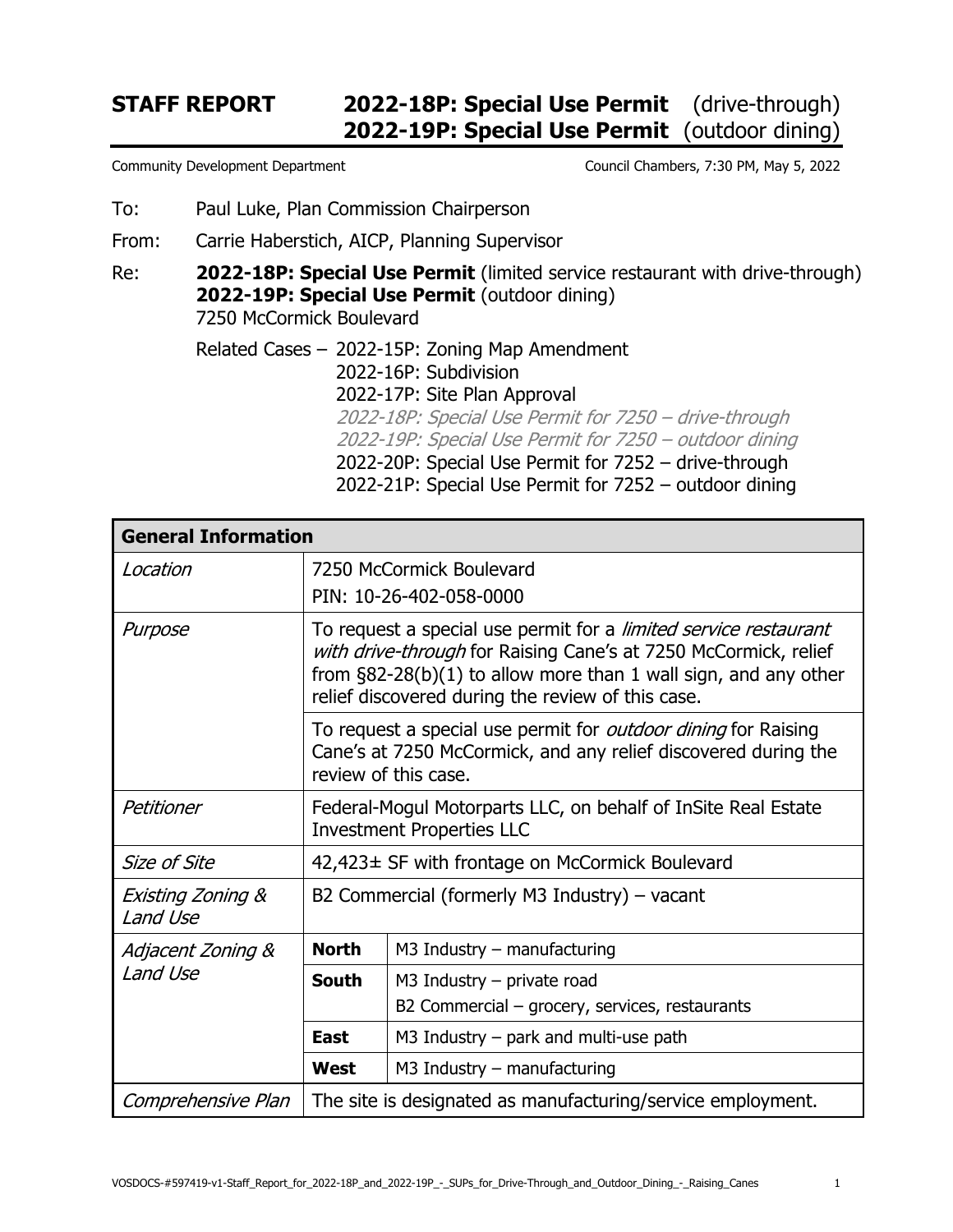# STAFF REPORT 2022-18P: Special Use Permit (drive-through) 2022-19P: Special Use Permit (outdoor dining)

Community Development Department Council Chambers, 7:30 PM, May 5, 2022

To: Paul Luke, Plan Commission Chairperson

From: Carrie Haberstich, AICP, Planning Supervisor

Re: **2022-18P: Special Use Permit** (limited service restaurant with drive-through)
**2022-19P: Special Use Permit** (outdoor dining)
7250 McCormick Boulevard

Related Cases –
- 2022-15P: Zoning Map Amendment
- 2022-16P: Subdivision
- 2022-17P: Site Plan Approval
- *2022-18P: Special Use Permit for 7250 – drive-through*
- *2022-19P: Special Use Permit for 7250 – outdoor dining*
- 2022-20P: Special Use Permit for 7252 – drive-through
- 2022-21P: Special Use Permit for 7252 – outdoor dining

| General Information | | |
|---|---|---|
| *Location* | 7250 McCormick Boulevard<br>PIN: 10-26-402-058-0000 | |
| *Purpose* | To request a special use permit for a *limited service restaurant with drive-through* for Raising Cane's at 7250 McCormick, relief from §82-28(b)(1) to allow more than 1 wall sign, and any other relief discovered during the review of this case. | |
| | To request a special use permit for *outdoor dining* for Raising Cane's at 7250 McCormick, and any relief discovered during the review of this case. | |
| *Petitioner* | Federal-Mogul Motorparts LLC, on behalf of InSite Real Estate Investment Properties LLC | |
| *Size of Site* | 42,423± SF with frontage on McCormick Boulevard | |
| *Existing Zoning & Land Use* | B2 Commercial (formerly M3 Industry) – vacant | |
| *Adjacent Zoning & Land Use* | **North** | M3 Industry – manufacturing |
| | **South** | M3 Industry – private road<br>B2 Commercial – grocery, services, restaurants |
| | **East** | M3 Industry – park and multi-use path |
| | **West** | M3 Industry – manufacturing |
| *Comprehensive Plan* | The site is designated as manufacturing/service employment. | |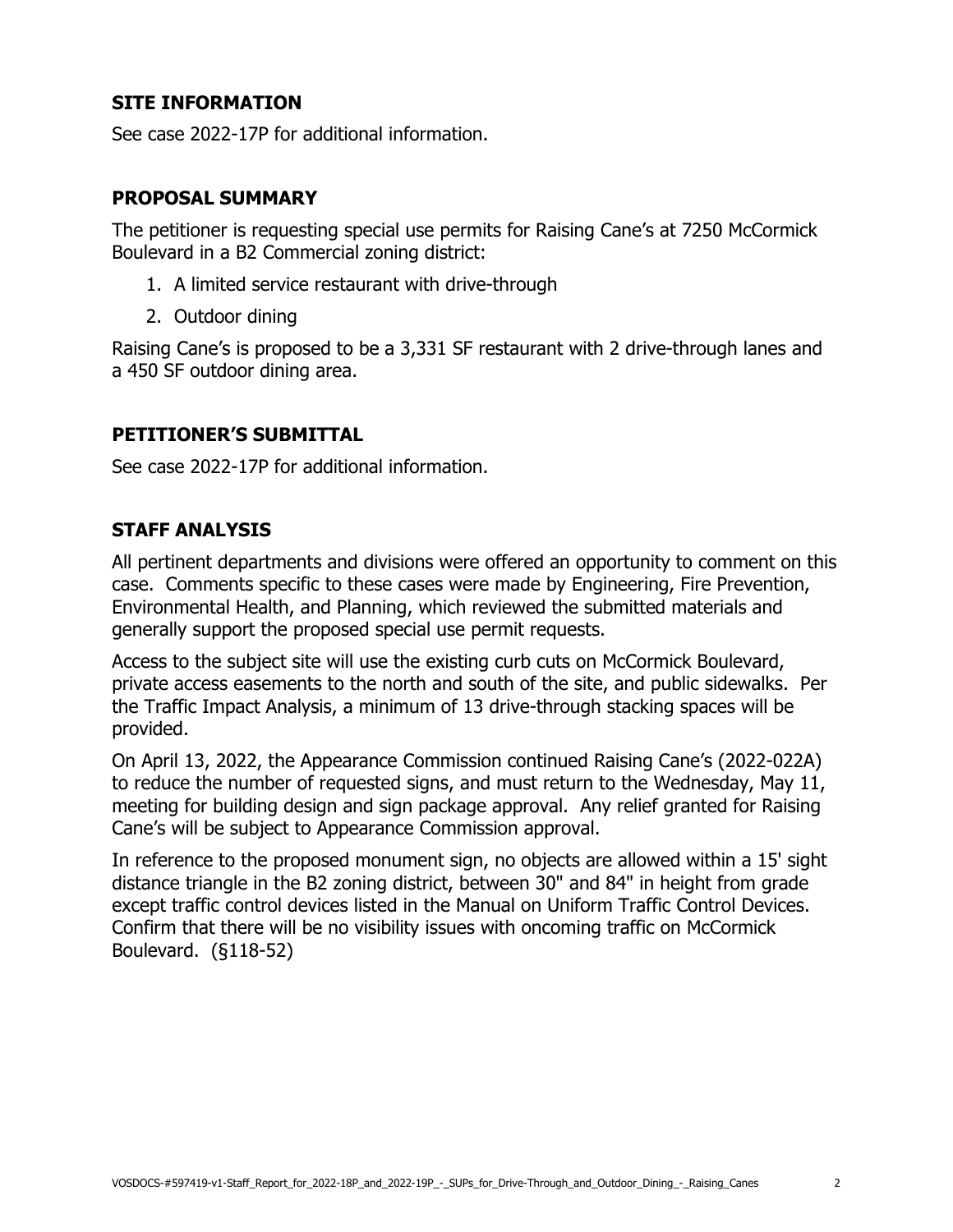## SITE INFORMATION

See case 2022-17P for additional information.

## PROPOSAL SUMMARY

The petitioner is requesting special use permits for Raising Cane's at 7250 McCormick Boulevard in a B2 Commercial zoning district:

1. A limited service restaurant with drive-through
2. Outdoor dining

Raising Cane's is proposed to be a 3,331 SF restaurant with 2 drive-through lanes and a 450 SF outdoor dining area.

## PETITIONER'S SUBMITTAL

See case 2022-17P for additional information.

## STAFF ANALYSIS

All pertinent departments and divisions were offered an opportunity to comment on this case. Comments specific to these cases were made by Engineering, Fire Prevention, Environmental Health, and Planning, which reviewed the submitted materials and generally support the proposed special use permit requests.

Access to the subject site will use the existing curb cuts on McCormick Boulevard, private access easements to the north and south of the site, and public sidewalks. Per the Traffic Impact Analysis, a minimum of 13 drive-through stacking spaces will be provided.

On April 13, 2022, the Appearance Commission continued Raising Cane's (2022-022A) to reduce the number of requested signs, and must return to the Wednesday, May 11, meeting for building design and sign package approval. Any relief granted for Raising Cane's will be subject to Appearance Commission approval.

In reference to the proposed monument sign, no objects are allowed within a 15' sight distance triangle in the B2 zoning district, between 30" and 84" in height from grade except traffic control devices listed in the Manual on Uniform Traffic Control Devices. Confirm that there will be no visibility issues with oncoming traffic on McCormick Boulevard. (§118-52)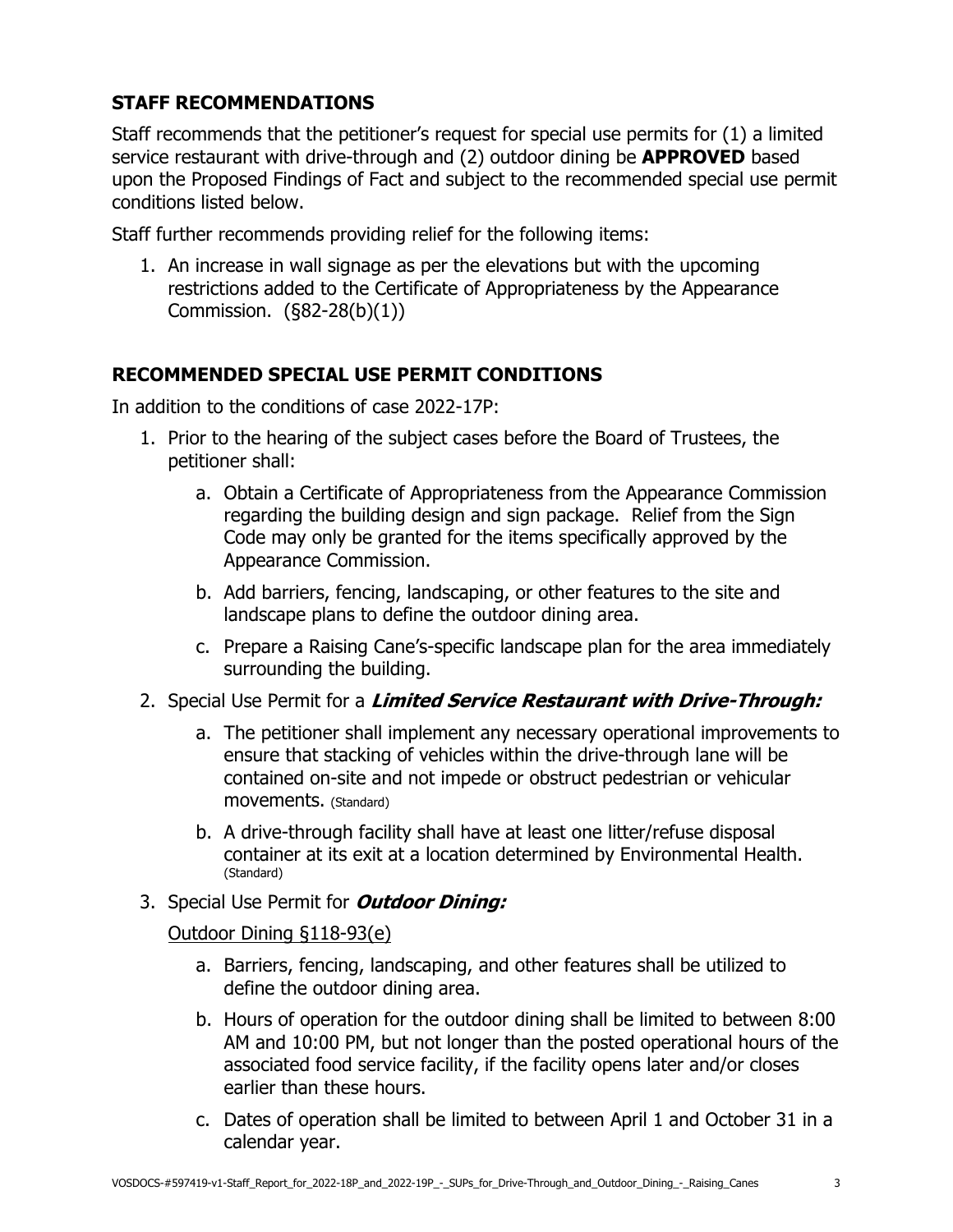## STAFF RECOMMENDATIONS

Staff recommends that the petitioner's request for special use permits for (1) a limited service restaurant with drive-through and (2) outdoor dining be **APPROVED** based upon the Proposed Findings of Fact and subject to the recommended special use permit conditions listed below.

Staff further recommends providing relief for the following items:

1. An increase in wall signage as per the elevations but with the upcoming restrictions added to the Certificate of Appropriateness by the Appearance Commission. (§82-28(b)(1))

## RECOMMENDED SPECIAL USE PERMIT CONDITIONS

In addition to the conditions of case 2022-17P:

1. Prior to the hearing of the subject cases before the Board of Trustees, the petitioner shall:
    a. Obtain a Certificate of Appropriateness from the Appearance Commission regarding the building design and sign package. Relief from the Sign Code may only be granted for the items specifically approved by the Appearance Commission.
    b. Add barriers, fencing, landscaping, or other features to the site and landscape plans to define the outdoor dining area.
    c. Prepare a Raising Cane's-specific landscape plan for the area immediately surrounding the building.
2. Special Use Permit for a ***Limited Service Restaurant with Drive-Through:***
    a. The petitioner shall implement any necessary operational improvements to ensure that stacking of vehicles within the drive-through lane will be contained on-site and not impede or obstruct pedestrian or vehicular movements. (Standard)
    b. A drive-through facility shall have at least one litter/refuse disposal container at its exit at a location determined by Environmental Health. (Standard)
3. Special Use Permit for ***Outdoor Dining:***

    Outdoor Dining §118-93(e)

    a. Barriers, fencing, landscaping, and other features shall be utilized to define the outdoor dining area.
    b. Hours of operation for the outdoor dining shall be limited to between 8:00 AM and 10:00 PM, but not longer than the posted operational hours of the associated food service facility, if the facility opens later and/or closes earlier than these hours.
    c. Dates of operation shall be limited to between April 1 and October 31 in a calendar year.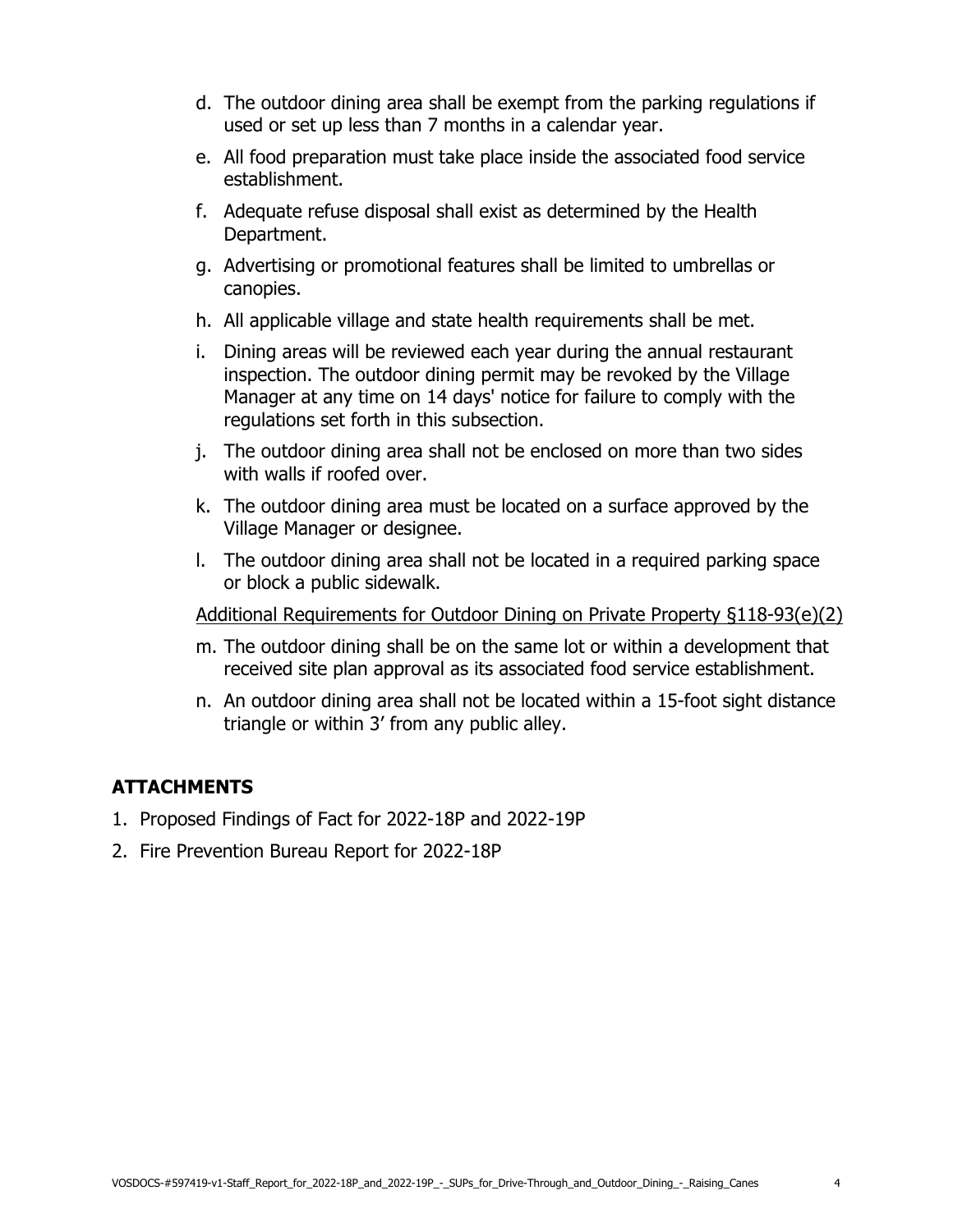d. The outdoor dining area shall be exempt from the parking regulations if used or set up less than 7 months in a calendar year.

e. All food preparation must take place inside the associated food service establishment.

f. Adequate refuse disposal shall exist as determined by the Health Department.

g. Advertising or promotional features shall be limited to umbrellas or canopies.

h. All applicable village and state health requirements shall be met.

i. Dining areas will be reviewed each year during the annual restaurant inspection. The outdoor dining permit may be revoked by the Village Manager at any time on 14 days' notice for failure to comply with the regulations set forth in this subsection.

j. The outdoor dining area shall not be enclosed on more than two sides with walls if roofed over.

k. The outdoor dining area must be located on a surface approved by the Village Manager or designee.

l. The outdoor dining area shall not be located in a required parking space or block a public sidewalk.

<u>Additional Requirements for Outdoor Dining on Private Property §118-93(e)(2)</u>

m. The outdoor dining shall be on the same lot or within a development that received site plan approval as its associated food service establishment.

n. An outdoor dining area shall not be located within a 15-foot sight distance triangle or within 3' from any public alley.

## ATTACHMENTS

1. Proposed Findings of Fact for 2022-18P and 2022-19P
2. Fire Prevention Bureau Report for 2022-18P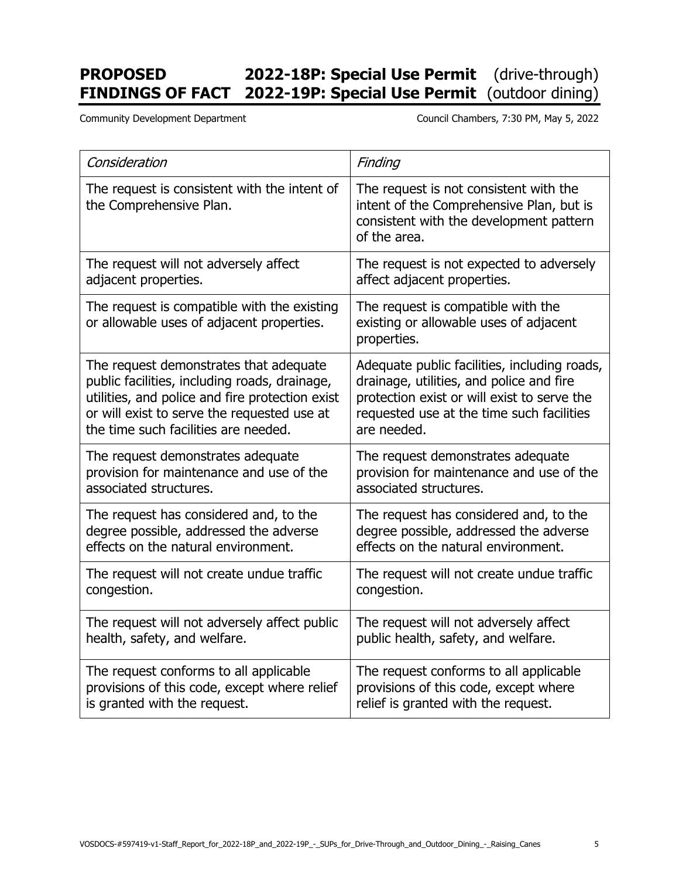# PROPOSED FINDINGS OF FACT

**2022-18P: Special Use Permit** (drive-through)
**2022-19P: Special Use Permit** (outdoor dining)

Community Development Department

Council Chambers, 7:30 PM, May 5, 2022

| *Consideration* | *Finding* |
| --- | --- |
| The request is consistent with the intent of the Comprehensive Plan. | The request is not consistent with the intent of the Comprehensive Plan, but is consistent with the development pattern of the area. |
| The request will not adversely affect adjacent properties. | The request is not expected to adversely affect adjacent properties. |
| The request is compatible with the existing or allowable uses of adjacent properties. | The request is compatible with the existing or allowable uses of adjacent properties. |
| The request demonstrates that adequate public facilities, including roads, drainage, utilities, and police and fire protection exist or will exist to serve the requested use at the time such facilities are needed. | Adequate public facilities, including roads, drainage, utilities, and police and fire protection exist or will exist to serve the requested use at the time such facilities are needed. |
| The request demonstrates adequate provision for maintenance and use of the associated structures. | The request demonstrates adequate provision for maintenance and use of the associated structures. |
| The request has considered and, to the degree possible, addressed the adverse effects on the natural environment. | The request has considered and, to the degree possible, addressed the adverse effects on the natural environment. |
| The request will not create undue traffic congestion. | The request will not create undue traffic congestion. |
| The request will not adversely affect public health, safety, and welfare. | The request will not adversely affect public health, safety, and welfare. |
| The request conforms to all applicable provisions of this code, except where relief is granted with the request. | The request conforms to all applicable provisions of this code, except where relief is granted with the request. |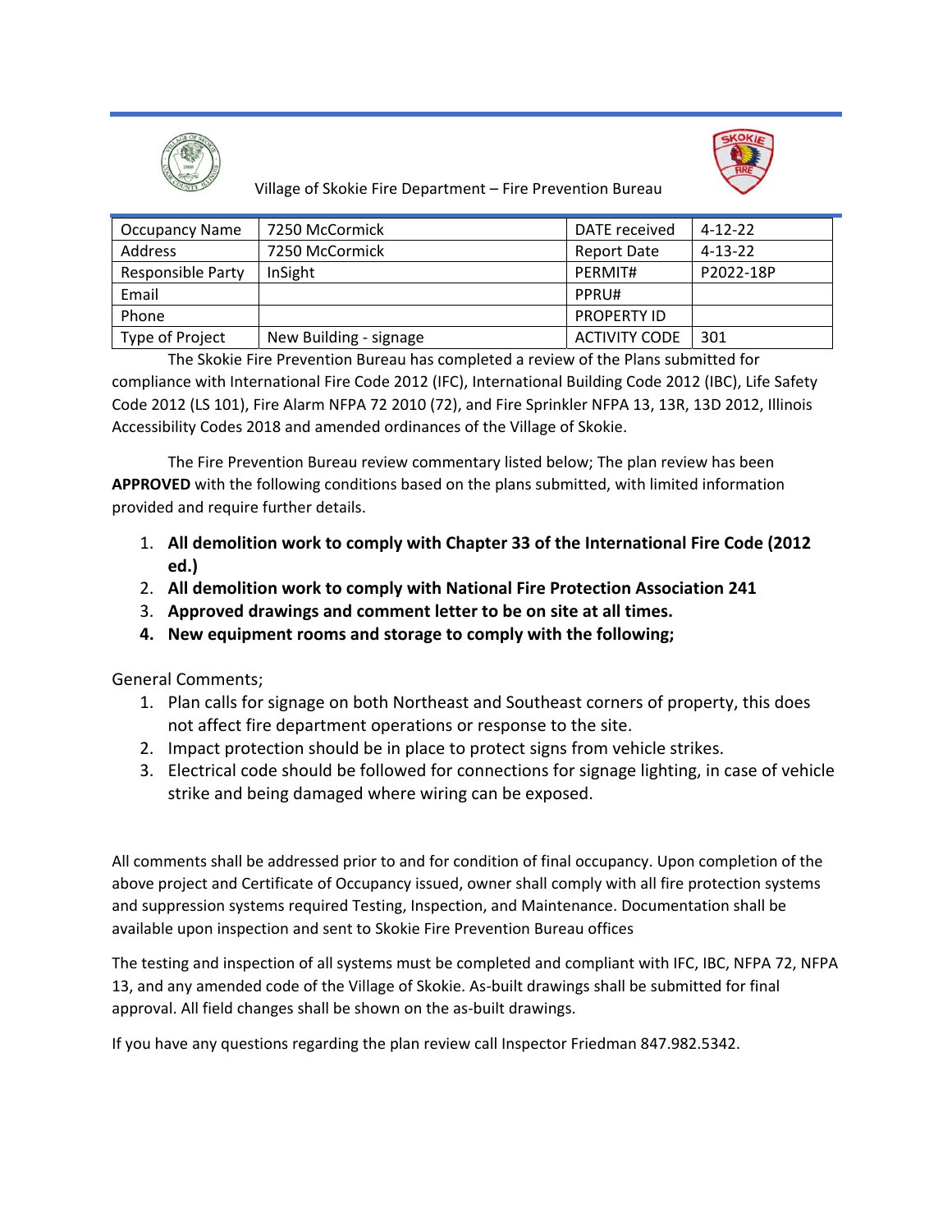Village of Skokie Fire Department – Fire Prevention Bureau

| Occupancy Name | 7250 McCormick | DATE received | 4-12-22 |
| --- | --- | --- | --- |
| Address | 7250 McCormick | Report Date | 4-13-22 |
| Responsible Party | InSight | PERMIT# | P2022-18P |
| Email | | PPRU# | |
| Phone | | PROPERTY ID | |
| Type of Project | New Building - signage | ACTIVITY CODE | 301 |

The Skokie Fire Prevention Bureau has completed a review of the Plans submitted for compliance with International Fire Code 2012 (IFC), International Building Code 2012 (IBC), Life Safety Code 2012 (LS 101), Fire Alarm NFPA 72 2010 (72), and Fire Sprinkler NFPA 13, 13R, 13D 2012, Illinois Accessibility Codes 2018 and amended ordinances of the Village of Skokie.

The Fire Prevention Bureau review commentary listed below; The plan review has been **APPROVED** with the following conditions based on the plans submitted, with limited information provided and require further details.

1. **All demolition work to comply with Chapter 33 of the International Fire Code (2012 ed.)**
2. **All demolition work to comply with National Fire Protection Association 241**
3. **Approved drawings and comment letter to be on site at all times.**
4. **New equipment rooms and storage to comply with the following;**

General Comments;

1. Plan calls for signage on both Northeast and Southeast corners of property, this does not affect fire department operations or response to the site.
2. Impact protection should be in place to protect signs from vehicle strikes.
3. Electrical code should be followed for connections for signage lighting, in case of vehicle strike and being damaged where wiring can be exposed.

All comments shall be addressed prior to and for condition of final occupancy. Upon completion of the above project and Certificate of Occupancy issued, owner shall comply with all fire protection systems and suppression systems required Testing, Inspection, and Maintenance. Documentation shall be available upon inspection and sent to Skokie Fire Prevention Bureau offices

The testing and inspection of all systems must be completed and compliant with IFC, IBC, NFPA 72, NFPA 13, and any amended code of the Village of Skokie. As-built drawings shall be submitted for final approval. All field changes shall be shown on the as-built drawings.

If you have any questions regarding the plan review call Inspector Friedman 847.982.5342.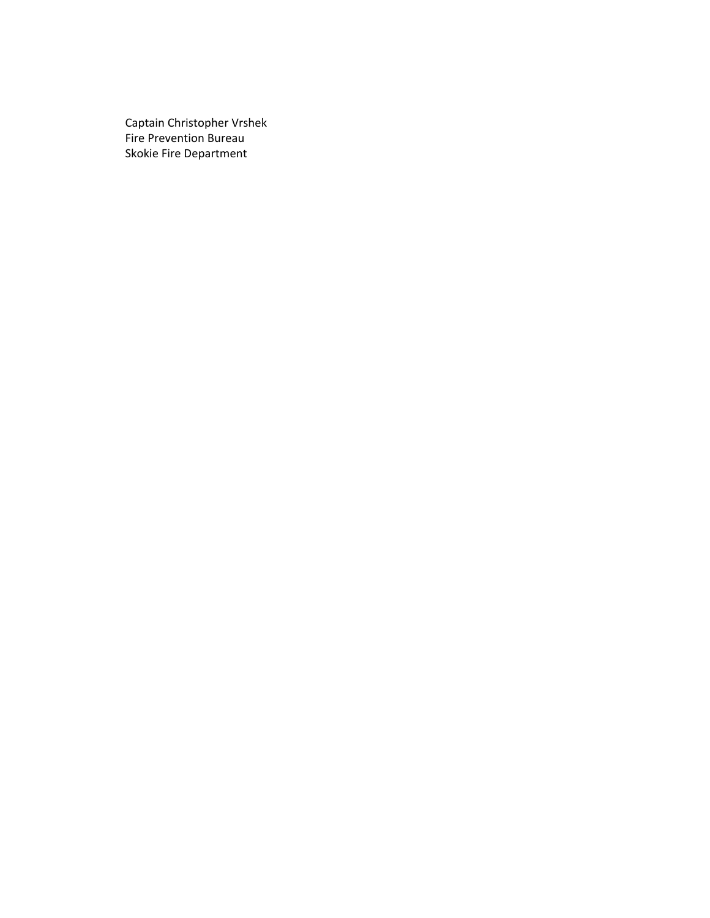Captain Christopher Vrshek
Fire Prevention Bureau
Skokie Fire Department